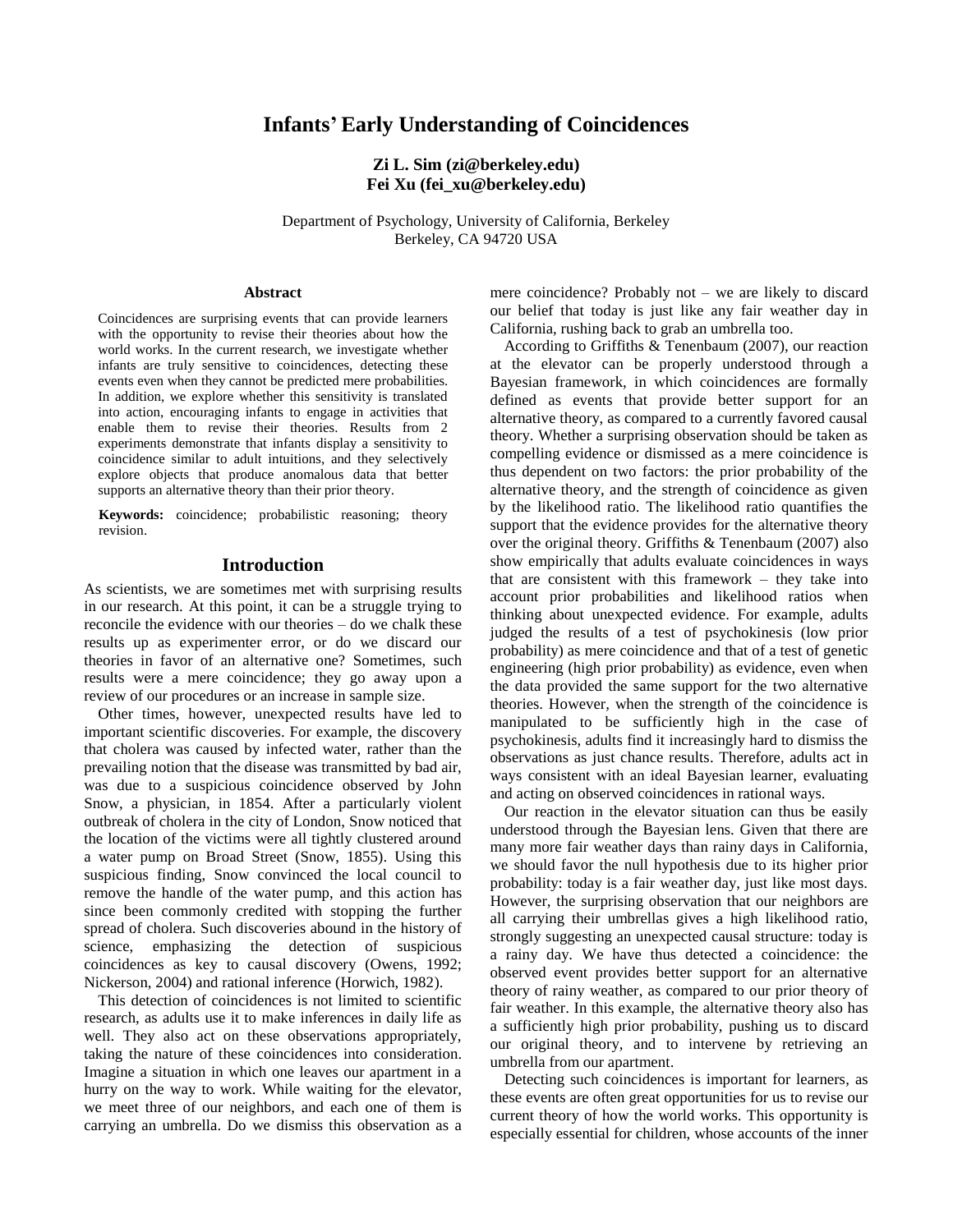# Infants' Early Understanding of Coincidences

**Zi L. Sim (zi@berkeley.edu)**
**Fei Xu (fei_xu@berkeley.edu)**

Department of Psychology, University of California, Berkeley
Berkeley, CA 94720 USA

## Abstract

Coincidences are surprising events that can provide learners with the opportunity to revise their theories about how the world works. In the current research, we investigate whether infants are truly sensitive to coincidences, detecting these events even when they cannot be predicted mere probabilities. In addition, we explore whether this sensitivity is translated into action, encouraging infants to engage in activities that enable them to revise their theories. Results from 2 experiments demonstrate that infants display a sensitivity to coincidence similar to adult intuitions, and they selectively explore objects that produce anomalous data that better supports an alternative theory than their prior theory.

**Keywords:** coincidence; probabilistic reasoning; theory revision.

## Introduction

As scientists, we are sometimes met with surprising results in our research. At this point, it can be a struggle trying to reconcile the evidence with our theories – do we chalk these results up as experimenter error, or do we discard our theories in favor of an alternative one? Sometimes, such results were a mere coincidence; they go away upon a review of our procedures or an increase in sample size.

Other times, however, unexpected results have led to important scientific discoveries. For example, the discovery that cholera was caused by infected water, rather than the prevailing notion that the disease was transmitted by bad air, was due to a suspicious coincidence observed by John Snow, a physician, in 1854. After a particularly violent outbreak of cholera in the city of London, Snow noticed that the location of the victims were all tightly clustered around a water pump on Broad Street (Snow, 1855). Using this suspicious finding, Snow convinced the local council to remove the handle of the water pump, and this action has since been commonly credited with stopping the further spread of cholera. Such discoveries abound in the history of science, emphasizing the detection of suspicious coincidences as key to causal discovery (Owens, 1992; Nickerson, 2004) and rational inference (Horwich, 1982).

This detection of coincidences is not limited to scientific research, as adults use it to make inferences in daily life as well. They also act on these observations appropriately, taking the nature of these coincidences into consideration. Imagine a situation in which one leaves our apartment in a hurry on the way to work. While waiting for the elevator, we meet three of our neighbors, and each one of them is carrying an umbrella. Do we dismiss this observation as a mere coincidence? Probably not – we are likely to discard our belief that today is just like any fair weather day in California, rushing back to grab an umbrella too.

According to Griffiths & Tenenbaum (2007), our reaction at the elevator can be properly understood through a Bayesian framework, in which coincidences are formally defined as events that provide better support for an alternative theory, as compared to a currently favored causal theory. Whether a surprising observation should be taken as compelling evidence or dismissed as a mere coincidence is thus dependent on two factors: the prior probability of the alternative theory, and the strength of coincidence as given by the likelihood ratio. The likelihood ratio quantifies the support that the evidence provides for the alternative theory over the original theory. Griffiths & Tenenbaum (2007) also show empirically that adults evaluate coincidences in ways that are consistent with this framework – they take into account prior probabilities and likelihood ratios when thinking about unexpected evidence. For example, adults judged the results of a test of psychokinesis (low prior probability) as mere coincidence and that of a test of genetic engineering (high prior probability) as evidence, even when the data provided the same support for the two alternative theories. However, when the strength of the coincidence is manipulated to be sufficiently high in the case of psychokinesis, adults find it increasingly hard to dismiss the observations as just chance results. Therefore, adults act in ways consistent with an ideal Bayesian learner, evaluating and acting on observed coincidences in rational ways.

Our reaction in the elevator situation can thus be easily understood through the Bayesian lens. Given that there are many more fair weather days than rainy days in California, we should favor the null hypothesis due to its higher prior probability: today is a fair weather day, just like most days. However, the surprising observation that our neighbors are all carrying their umbrellas gives a high likelihood ratio, strongly suggesting an unexpected causal structure: today is a rainy day. We have thus detected a coincidence: the observed event provides better support for an alternative theory of rainy weather, as compared to our prior theory of fair weather. In this example, the alternative theory also has a sufficiently high prior probability, pushing us to discard our original theory, and to intervene by retrieving an umbrella from our apartment.

Detecting such coincidences is important for learners, as these events are often great opportunities for us to revise our current theory of how the world works. This opportunity is especially essential for children, whose accounts of the inner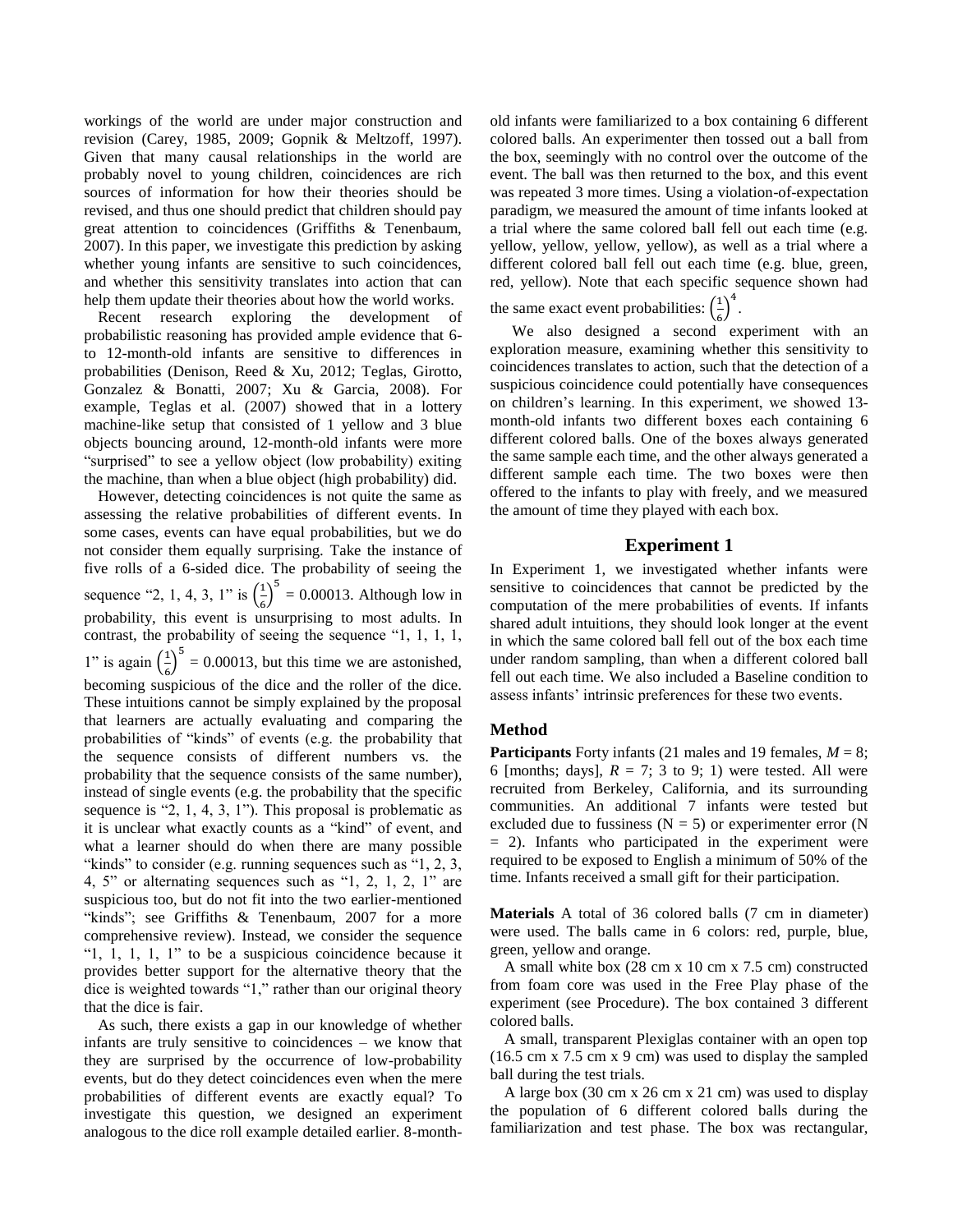workings of the world are under major construction and revision (Carey, 1985, 2009; Gopnik & Meltzoff, 1997). Given that many causal relationships in the world are probably novel to young children, coincidences are rich sources of information for how their theories should be revised, and thus one should predict that children should pay great attention to coincidences (Griffiths & Tenenbaum, 2007). In this paper, we investigate this prediction by asking whether young infants are sensitive to such coincidences, and whether this sensitivity translates into action that can help them update their theories about how the world works.

Recent research exploring the development of probabilistic reasoning has provided ample evidence that 6- to 12-month-old infants are sensitive to differences in probabilities (Denison, Reed & Xu, 2012; Teglas, Girotto, Gonzalez & Bonatti, 2007; Xu & Garcia, 2008). For example, Teglas et al. (2007) showed that in a lottery machine-like setup that consisted of 1 yellow and 3 blue objects bouncing around, 12-month-old infants were more "surprised" to see a yellow object (low probability) exiting the machine, than when a blue object (high probability) did.

However, detecting coincidences is not quite the same as assessing the relative probabilities of different events. In some cases, events can have equal probabilities, but we do not consider them equally surprising. Take the instance of five rolls of a 6-sided dice. The probability of seeing the sequence "2, 1, 4, 3, 1" is $\left(\frac{1}{6}\right)^5 = 0.00013$. Although low in probability, this event is unsurprising to most adults. In contrast, the probability of seeing the sequence "1, 1, 1, 1, 1" is again $\left(\frac{1}{6}\right)^5 = 0.00013$, but this time we are astonished, becoming suspicious of the dice and the roller of the dice. These intuitions cannot be simply explained by the proposal that learners are actually evaluating and comparing the probabilities of "kinds" of events (e.g. the probability that the sequence consists of different numbers vs. the probability that the sequence consists of the same number), instead of single events (e.g. the probability that the specific sequence is "2, 1, 4, 3, 1"). This proposal is problematic as it is unclear what exactly counts as a "kind" of event, and what a learner should do when there are many possible "kinds" to consider (e.g. running sequences such as "1, 2, 3, 4, 5" or alternating sequences such as "1, 2, 1, 2, 1" are suspicious too, but do not fit into the two earlier-mentioned "kinds"; see Griffiths & Tenenbaum, 2007 for a more comprehensive review). Instead, we consider the sequence "1, 1, 1, 1, 1" to be a suspicious coincidence because it provides better support for the alternative theory that the dice is weighted towards "1," rather than our original theory that the dice is fair.

As such, there exists a gap in our knowledge of whether infants are truly sensitive to coincidences – we know that they are surprised by the occurrence of low-probability events, but do they detect coincidences even when the mere probabilities of different events are exactly equal? To investigate this question, we designed an experiment analogous to the dice roll example detailed earlier. 8-month-old infants were familiarized to a box containing 6 different colored balls. An experimenter then tossed out a ball from the box, seemingly with no control over the outcome of the event. The ball was then returned to the box, and this event was repeated 3 more times. Using a violation-of-expectation paradigm, we measured the amount of time infants looked at a trial where the same colored ball fell out each time (e.g. yellow, yellow, yellow, yellow), as well as a trial where a different colored ball fell out each time (e.g. blue, green, red, yellow). Note that each specific sequence shown had the same exact event probabilities: $\left(\frac{1}{6}\right)^4$.

We also designed a second experiment with an exploration measure, examining whether this sensitivity to coincidences translates to action, such that the detection of a suspicious coincidence could potentially have consequences on children's learning. In this experiment, we showed 13-month-old infants two different boxes each containing 6 different colored balls. One of the boxes always generated the same sample each time, and the other always generated a different sample each time. The two boxes were then offered to the infants to play with freely, and we measured the amount of time they played with each box.

## Experiment 1

In Experiment 1, we investigated whether infants were sensitive to coincidences that cannot be predicted by the computation of the mere probabilities of events. If infants shared adult intuitions, they should look longer at the event in which the same colored ball fell out of the box each time under random sampling, than when a different colored ball fell out each time. We also included a Baseline condition to assess infants' intrinsic preferences for these two events.

### Method

**Participants** Forty infants (21 males and 19 females, $M$ = 8; 6 [months; days], $R$ = 7; 3 to 9; 1) were tested. All were recruited from Berkeley, California, and its surrounding communities. An additional 7 infants were tested but excluded due to fussiness (N = 5) or experimenter error (N = 2). Infants who participated in the experiment were required to be exposed to English a minimum of 50% of the time. Infants received a small gift for their participation.

**Materials** A total of 36 colored balls (7 cm in diameter) were used. The balls came in 6 colors: red, purple, blue, green, yellow and orange.

A small white box (28 cm x 10 cm x 7.5 cm) constructed from foam core was used in the Free Play phase of the experiment (see Procedure). The box contained 3 different colored balls.

A small, transparent Plexiglas container with an open top (16.5 cm x 7.5 cm x 9 cm) was used to display the sampled ball during the test trials.

A large box (30 cm x 26 cm x 21 cm) was used to display the population of 6 different colored balls during the familiarization and test phase. The box was rectangular,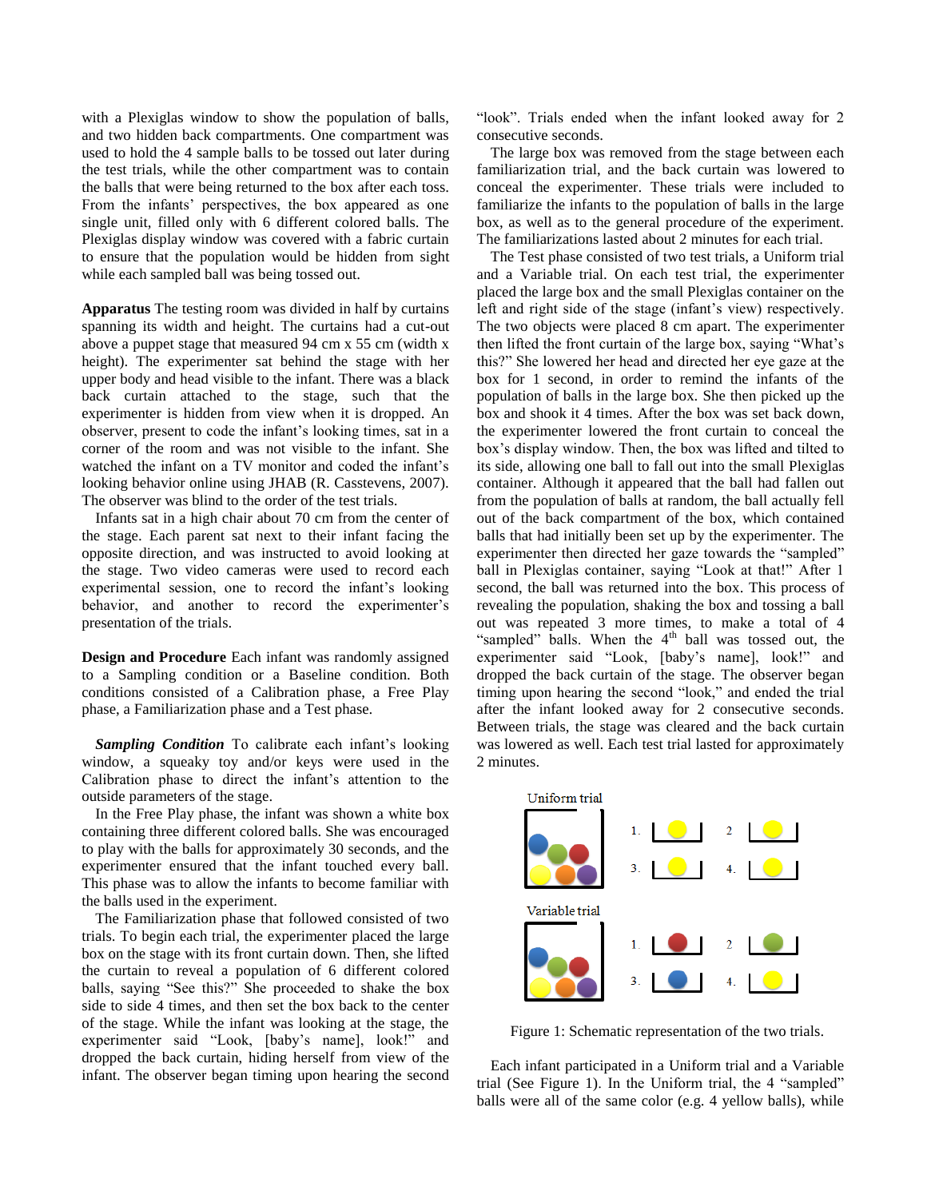with a Plexiglas window to show the population of balls, and two hidden back compartments. One compartment was used to hold the 4 sample balls to be tossed out later during the test trials, while the other compartment was to contain the balls that were being returned to the box after each toss. From the infants' perspectives, the box appeared as one single unit, filled only with 6 different colored balls. The Plexiglas display window was covered with a fabric curtain to ensure that the population would be hidden from sight while each sampled ball was being tossed out.

**Apparatus** The testing room was divided in half by curtains spanning its width and height. The curtains had a cut-out above a puppet stage that measured 94 cm x 55 cm (width x height). The experimenter sat behind the stage with her upper body and head visible to the infant. There was a black back curtain attached to the stage, such that the experimenter is hidden from view when it is dropped. An observer, present to code the infant's looking times, sat in a corner of the room and was not visible to the infant. She watched the infant on a TV monitor and coded the infant's looking behavior online using JHAB (R. Casstevens, 2007). The observer was blind to the order of the test trials.

Infants sat in a high chair about 70 cm from the center of the stage. Each parent sat next to their infant facing the opposite direction, and was instructed to avoid looking at the stage. Two video cameras were used to record each experimental session, one to record the infant's looking behavior, and another to record the experimenter's presentation of the trials.

**Design and Procedure** Each infant was randomly assigned to a Sampling condition or a Baseline condition. Both conditions consisted of a Calibration phase, a Free Play phase, a Familiarization phase and a Test phase.

***Sampling Condition*** To calibrate each infant's looking window, a squeaky toy and/or keys were used in the Calibration phase to direct the infant's attention to the outside parameters of the stage.

In the Free Play phase, the infant was shown a white box containing three different colored balls. She was encouraged to play with the balls for approximately 30 seconds, and the experimenter ensured that the infant touched every ball. This phase was to allow the infants to become familiar with the balls used in the experiment.

The Familiarization phase that followed consisted of two trials. To begin each trial, the experimenter placed the large box on the stage with its front curtain down. Then, she lifted the curtain to reveal a population of 6 different colored balls, saying "See this?" She proceeded to shake the box side to side 4 times, and then set the box back to the center of the stage. While the infant was looking at the stage, the experimenter said "Look, [baby's name], look!" and dropped the back curtain, hiding herself from view of the infant. The observer began timing upon hearing the second "look". Trials ended when the infant looked away for 2 consecutive seconds.

The large box was removed from the stage between each familiarization trial, and the back curtain was lowered to conceal the experimenter. These trials were included to familiarize the infants to the population of balls in the large box, as well as to the general procedure of the experiment. The familiarizations lasted about 2 minutes for each trial.

The Test phase consisted of two test trials, a Uniform trial and a Variable trial. On each test trial, the experimenter placed the large box and the small Plexiglas container on the left and right side of the stage (infant's view) respectively. The two objects were placed 8 cm apart. The experimenter then lifted the front curtain of the large box, saying "What's this?" She lowered her head and directed her eye gaze at the box for 1 second, in order to remind the infants of the population of balls in the large box. She then picked up the box and shook it 4 times. After the box was set back down, the experimenter lowered the front curtain to conceal the box's display window. Then, the box was lifted and tilted to its side, allowing one ball to fall out into the small Plexiglas container. Although it appeared that the ball had fallen out from the population of balls at random, the ball actually fell out of the back compartment of the box, which contained balls that had initially been set up by the experimenter. The experimenter then directed her gaze towards the "sampled" ball in Plexiglas container, saying "Look at that!" After 1 second, the ball was returned into the box. This process of revealing the population, shaking the box and tossing a ball out was repeated 3 more times, to make a total of 4 "sampled" balls. When the 4[th] ball was tossed out, the experimenter said "Look, [baby's name], look!" and dropped the back curtain of the stage. The observer began timing upon hearing the second "look," and ended the trial after the infant looked away for 2 consecutive seconds. Between trials, the stage was cleared and the back curtain was lowered as well. Each test trial lasted for approximately 2 minutes.

Figure 1: Schematic representation of the two trials.

Each infant participated in a Uniform trial and a Variable trial (See Figure 1). In the Uniform trial, the 4 "sampled" balls were all of the same color (e.g. 4 yellow balls), while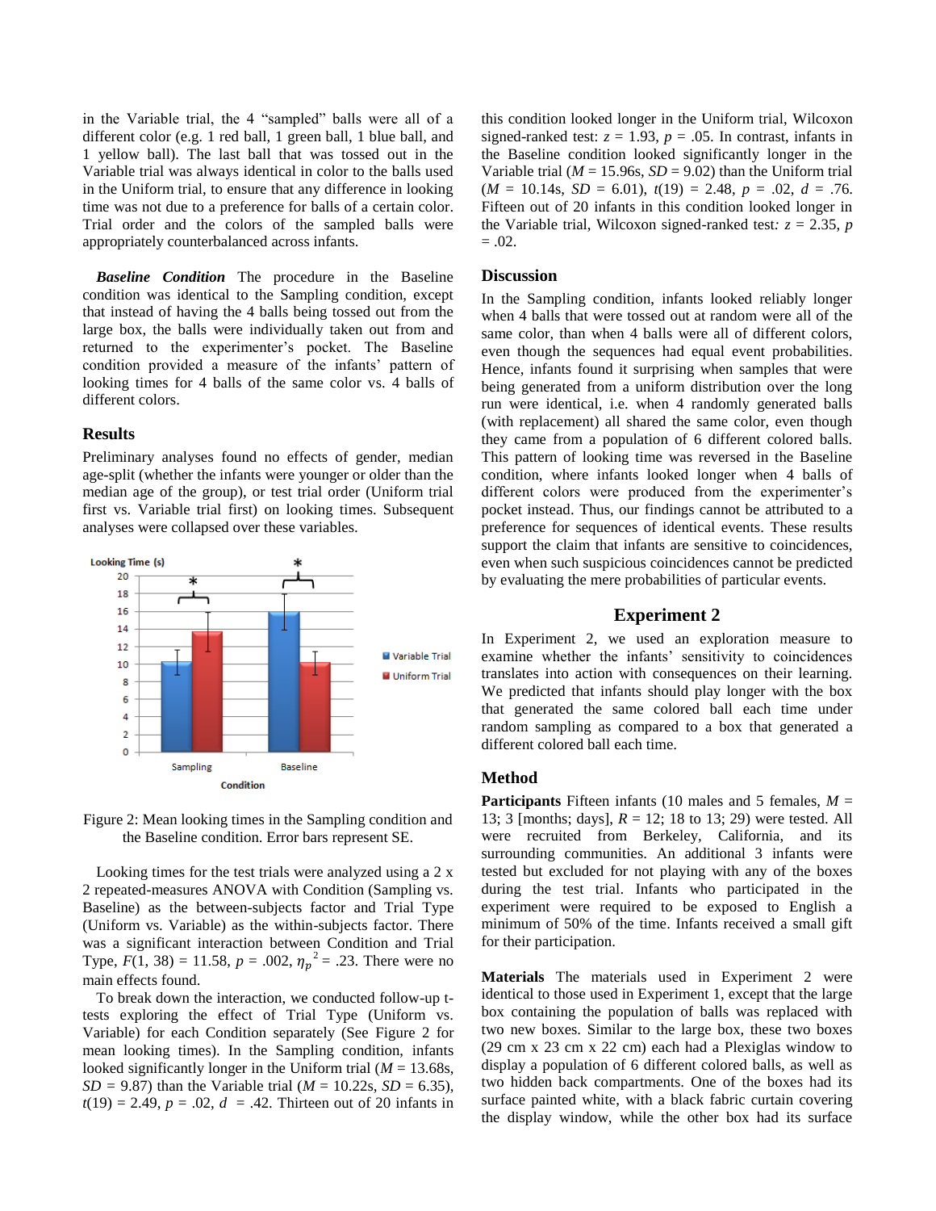in the Variable trial, the 4 "sampled" balls were all of a different color (e.g. 1 red ball, 1 green ball, 1 blue ball, and 1 yellow ball). The last ball that was tossed out in the Variable trial was always identical in color to the balls used in the Uniform trial, to ensure that any difference in looking time was not due to a preference for balls of a certain color. Trial order and the colors of the sampled balls were appropriately counterbalanced across infants.

***Baseline Condition*** The procedure in the Baseline condition was identical to the Sampling condition, except that instead of having the 4 balls being tossed out from the large box, the balls were individually taken out from and returned to the experimenter's pocket. The Baseline condition provided a measure of the infants' pattern of looking times for 4 balls of the same color vs. 4 balls of different colors.

## Results

Preliminary analyses found no effects of gender, median age-split (whether the infants were younger or older than the median age of the group), or test trial order (Uniform trial first vs. Variable trial first) on looking times. Subsequent analyses were collapsed over these variables.

Figure 2: Mean looking times in the Sampling condition and the Baseline condition. Error bars represent SE.

Looking times for the test trials were analyzed using a 2 x 2 repeated-measures ANOVA with Condition (Sampling vs. Baseline) as the between-subjects factor and Trial Type (Uniform vs. Variable) as the within-subjects factor. There was a significant interaction between Condition and Trial Type, $F(1, 38) = 11.58$, $p = .002$, $\eta_p^2 = .23$. There were no main effects found.

To break down the interaction, we conducted follow-up t-tests exploring the effect of Trial Type (Uniform vs. Variable) for each Condition separately (See Figure 2 for mean looking times). In the Sampling condition, infants looked significantly longer in the Uniform trial ($M = 13.68$s, $SD = 9.87$) than the Variable trial ($M = 10.22$s, $SD = 6.35$), $t(19) = 2.49$, $p = .02$, $d = .42$. Thirteen out of 20 infants in this condition looked longer in the Uniform trial, Wilcoxon signed-ranked test: $z = 1.93$, $p = .05$. In contrast, infants in the Baseline condition looked significantly longer in the Variable trial ($M = 15.96$s, $SD = 9.02$) than the Uniform trial ($M = 10.14$s, $SD = 6.01$), $t(19) = 2.48$, $p = .02$, $d = .76$. Fifteen out of 20 infants in this condition looked longer in the Variable trial, Wilcoxon signed-ranked test: $z = 2.35$, $p = .02$.

## Discussion

In the Sampling condition, infants looked reliably longer when 4 balls that were tossed out at random were all of the same color, than when 4 balls were all of different colors, even though the sequences had equal event probabilities. Hence, infants found it surprising when samples that were being generated from a uniform distribution over the long run were identical, i.e. when 4 randomly generated balls (with replacement) all shared the same color, even though they came from a population of 6 different colored balls. This pattern of looking time was reversed in the Baseline condition, where infants looked longer when 4 balls of different colors were produced from the experimenter's pocket instead. Thus, our findings cannot be attributed to a preference for sequences of identical events. These results support the claim that infants are sensitive to coincidences, even when such suspicious coincidences cannot be predicted by evaluating the mere probabilities of particular events.

# Experiment 2

In Experiment 2, we used an exploration measure to examine whether the infants' sensitivity to coincidences translates into action with consequences on their learning. We predicted that infants should play longer with the box that generated the same colored ball each time under random sampling as compared to a box that generated a different colored ball each time.

## Method

**Participants** Fifteen infants (10 males and 5 females, $M$ = 13; 3 [months; days], $R$ = 12; 18 to 13; 29) were tested. All were recruited from Berkeley, California, and its surrounding communities. An additional 3 infants were tested but excluded for not playing with any of the boxes during the test trial. Infants who participated in the experiment were required to be exposed to English a minimum of 50% of the time. Infants received a small gift for their participation.

**Materials** The materials used in Experiment 2 were identical to those used in Experiment 1, except that the large box containing the population of balls was replaced with two new boxes. Similar to the large box, these two boxes (29 cm x 23 cm x 22 cm) each had a Plexiglas window to display a population of 6 different colored balls, as well as two hidden back compartments. One of the boxes had its surface painted white, with a black fabric curtain covering the display window, while the other box had its surface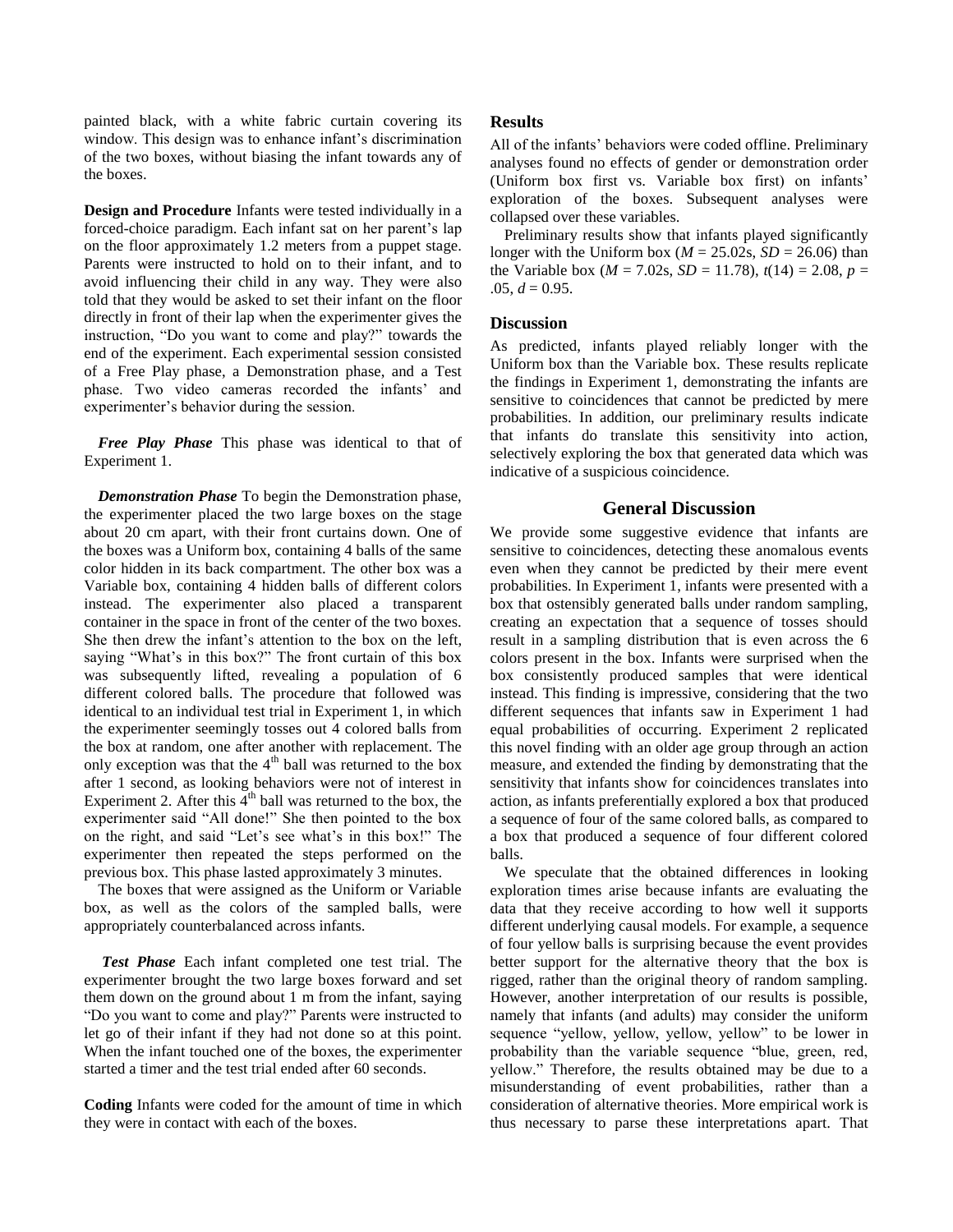painted black, with a white fabric curtain covering its window. This design was to enhance infant's discrimination of the two boxes, without biasing the infant towards any of the boxes.

**Design and Procedure** Infants were tested individually in a forced-choice paradigm. Each infant sat on her parent's lap on the floor approximately 1.2 meters from a puppet stage. Parents were instructed to hold on to their infant, and to avoid influencing their child in any way. They were also told that they would be asked to set their infant on the floor directly in front of their lap when the experimenter gives the instruction, "Do you want to come and play?" towards the end of the experiment. Each experimental session consisted of a Free Play phase, a Demonstration phase, and a Test phase. Two video cameras recorded the infants' and experimenter's behavior during the session.

***Free Play Phase*** This phase was identical to that of Experiment 1.

***Demonstration Phase*** To begin the Demonstration phase, the experimenter placed the two large boxes on the stage about 20 cm apart, with their front curtains down. One of the boxes was a Uniform box, containing 4 balls of the same color hidden in its back compartment. The other box was a Variable box, containing 4 hidden balls of different colors instead. The experimenter also placed a transparent container in the space in front of the center of the two boxes. She then drew the infant's attention to the box on the left, saying "What's in this box?" The front curtain of this box was subsequently lifted, revealing a population of 6 different colored balls. The procedure that followed was identical to an individual test trial in Experiment 1, in which the experimenter seemingly tosses out 4 colored balls from the box at random, one after another with replacement. The only exception was that the 4th ball was returned to the box after 1 second, as looking behaviors were not of interest in Experiment 2. After this 4th ball was returned to the box, the experimenter said "All done!" She then pointed to the box on the right, and said "Let's see what's in this box!" The experimenter then repeated the steps performed on the previous box. This phase lasted approximately 3 minutes.

The boxes that were assigned as the Uniform or Variable box, as well as the colors of the sampled balls, were appropriately counterbalanced across infants.

***Test Phase*** Each infant completed one test trial. The experimenter brought the two large boxes forward and set them down on the ground about 1 m from the infant, saying "Do you want to come and play?" Parents were instructed to let go of their infant if they had not done so at this point. When the infant touched one of the boxes, the experimenter started a timer and the test trial ended after 60 seconds.

**Coding** Infants were coded for the amount of time in which they were in contact with each of the boxes.

### Results

All of the infants' behaviors were coded offline. Preliminary analyses found no effects of gender or demonstration order (Uniform box first vs. Variable box first) on infants' exploration of the boxes. Subsequent analyses were collapsed over these variables.

Preliminary results show that infants played significantly longer with the Uniform box ($M$ = 25.02s, $SD$ = 26.06) than the Variable box ($M$ = 7.02s, $SD$ = 11.78), $t(14)$ = 2.08, $p$ = .05, $d$ = 0.95.

### Discussion

As predicted, infants played reliably longer with the Uniform box than the Variable box. These results replicate the findings in Experiment 1, demonstrating the infants are sensitive to coincidences that cannot be predicted by mere probabilities. In addition, our preliminary results indicate that infants do translate this sensitivity into action, selectively exploring the box that generated data which was indicative of a suspicious coincidence.

## General Discussion

We provide some suggestive evidence that infants are sensitive to coincidences, detecting these anomalous events even when they cannot be predicted by their mere event probabilities. In Experiment 1, infants were presented with a box that ostensibly generated balls under random sampling, creating an expectation that a sequence of tosses should result in a sampling distribution that is even across the 6 colors present in the box. Infants were surprised when the box consistently produced samples that were identical instead. This finding is impressive, considering that the two different sequences that infants saw in Experiment 1 had equal probabilities of occurring. Experiment 2 replicated this novel finding with an older age group through an action measure, and extended the finding by demonstrating that the sensitivity that infants show for coincidences translates into action, as infants preferentially explored a box that produced a sequence of four of the same colored balls, as compared to a box that produced a sequence of four different colored balls.

We speculate that the obtained differences in looking exploration times arise because infants are evaluating the data that they receive according to how well it supports different underlying causal models. For example, a sequence of four yellow balls is surprising because the event provides better support for the alternative theory that the box is rigged, rather than the original theory of random sampling. However, another interpretation of our results is possible, namely that infants (and adults) may consider the uniform sequence "yellow, yellow, yellow, yellow" to be lower in probability than the variable sequence "blue, green, red, yellow." Therefore, the results obtained may be due to a misunderstanding of event probabilities, rather than a consideration of alternative theories. More empirical work is thus necessary to parse these interpretations apart. That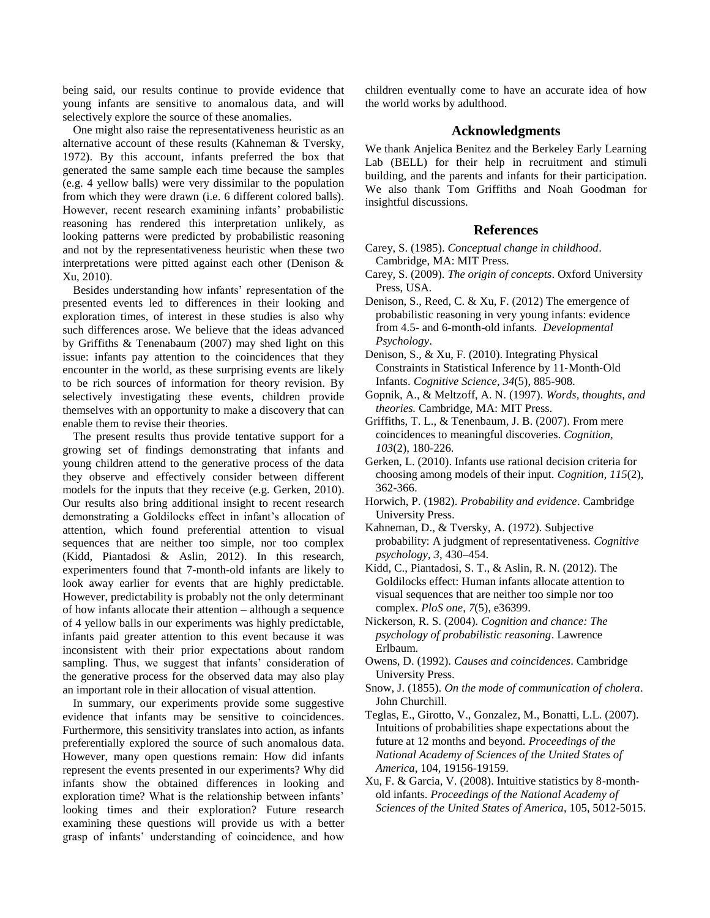being said, our results continue to provide evidence that young infants are sensitive to anomalous data, and will selectively explore the source of these anomalies.

One might also raise the representativeness heuristic as an alternative account of these results (Kahneman & Tversky, 1972). By this account, infants preferred the box that generated the same sample each time because the samples (e.g. 4 yellow balls) were very dissimilar to the population from which they were drawn (i.e. 6 different colored balls). However, recent research examining infants' probabilistic reasoning has rendered this interpretation unlikely, as looking patterns were predicted by probabilistic reasoning and not by the representativeness heuristic when these two interpretations were pitted against each other (Denison & Xu, 2010).

Besides understanding how infants' representation of the presented events led to differences in their looking and exploration times, of interest in these studies is also why such differences arose. We believe that the ideas advanced by Griffiths & Tenenabaum (2007) may shed light on this issue: infants pay attention to the coincidences that they encounter in the world, as these surprising events are likely to be rich sources of information for theory revision. By selectively investigating these events, children provide themselves with an opportunity to make a discovery that can enable them to revise their theories.

The present results thus provide tentative support for a growing set of findings demonstrating that infants and young children attend to the generative process of the data they observe and effectively consider between different models for the inputs that they receive (e.g. Gerken, 2010). Our results also bring additional insight to recent research demonstrating a Goldilocks effect in infant's allocation of attention, which found preferential attention to visual sequences that are neither too simple, nor too complex (Kidd, Piantadosi & Aslin, 2012). In this research, experimenters found that 7-month-old infants are likely to look away earlier for events that are highly predictable. However, predictability is probably not the only determinant of how infants allocate their attention – although a sequence of 4 yellow balls in our experiments was highly predictable, infants paid greater attention to this event because it was inconsistent with their prior expectations about random sampling. Thus, we suggest that infants' consideration of the generative process for the observed data may also play an important role in their allocation of visual attention.

In summary, our experiments provide some suggestive evidence that infants may be sensitive to coincidences. Furthermore, this sensitivity translates into action, as infants preferentially explored the source of such anomalous data. However, many open questions remain: How did infants represent the events presented in our experiments? Why did infants show the obtained differences in looking and exploration time? What is the relationship between infants' looking times and their exploration? Future research examining these questions will provide us with a better grasp of infants' understanding of coincidence, and how children eventually come to have an accurate idea of how the world works by adulthood.

## Acknowledgments

We thank Anjelica Benitez and the Berkeley Early Learning Lab (BELL) for their help in recruitment and stimuli building, and the parents and infants for their participation. We also thank Tom Griffiths and Noah Goodman for insightful discussions.

## References

Carey, S. (1985). *Conceptual change in childhood*. Cambridge, MA: MIT Press.

Carey, S. (2009). *The origin of concepts*. Oxford University Press, USA.

Denison, S., Reed, C. & Xu, F. (2012) The emergence of probabilistic reasoning in very young infants: evidence from 4.5- and 6-month-old infants. *Developmental Psychology*.

Denison, S., & Xu, F. (2010). Integrating Physical Constraints in Statistical Inference by 11-Month-Old Infants. *Cognitive Science*, *34*(5), 885-908.

Gopnik, A., & Meltzoff, A. N. (1997). *Words, thoughts, and theories.* Cambridge, MA: MIT Press.

Griffiths, T. L., & Tenenbaum, J. B. (2007). From mere coincidences to meaningful discoveries. *Cognition*, *103*(2), 180-226.

Gerken, L. (2010). Infants use rational decision criteria for choosing among models of their input. *Cognition*, *115*(2), 362-366.

Horwich, P. (1982). *Probability and evidence*. Cambridge University Press.

Kahneman, D., & Tversky, A. (1972). Subjective probability: A judgment of representativeness. *Cognitive psychology*, *3*, 430–454.

Kidd, C., Piantadosi, S. T., & Aslin, R. N. (2012). The Goldilocks effect: Human infants allocate attention to visual sequences that are neither too simple nor too complex. *PloS one*, *7*(5), e36399.

Nickerson, R. S. (2004). *Cognition and chance: The psychology of probabilistic reasoning*. Lawrence Erlbaum.

Owens, D. (1992). *Causes and coincidences*. Cambridge University Press.

Snow, J. (1855). *On the mode of communication of cholera*. John Churchill.

Teglas, E., Girotto, V., Gonzalez, M., Bonatti, L.L. (2007). Intuitions of probabilities shape expectations about the future at 12 months and beyond. *Proceedings of the National Academy of Sciences of the United States of America*, 104, 19156-19159.

Xu, F. & Garcia, V. (2008). Intuitive statistics by 8-month-old infants. *Proceedings of the National Academy of Sciences of the United States of America*, 105, 5012-5015.